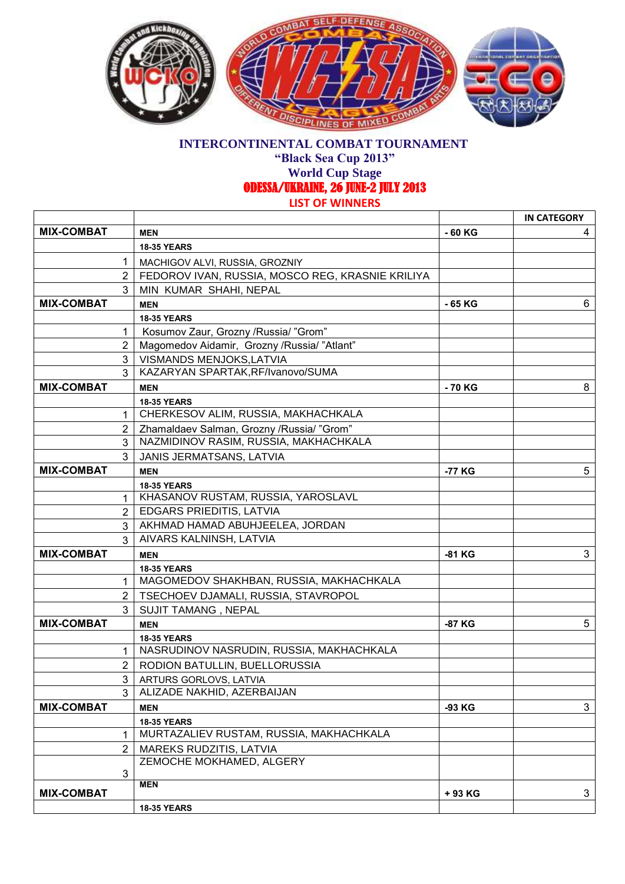# INTERCONTINENTAL COMBAT TOURNAMENT
## "Black Sea Cup 2013"
## World Cup Stage
## ODESSA/UKRAINE, 26 JUNE-2 JULY 2013
### LIST OF WINNERS

| | | | IN CATEGORY |
|---|---|---|---|
| **MIX-COMBAT** | **MEN** | **- 60 KG** | 4 |
| | **18-35 YEARS** | | |
| 1 | MACHIGOV ALVI, RUSSIA, GROZNIY | | |
| 2 | FEDOROV IVAN, RUSSIA, MOSCO REG, KRASNIE KRILIYA | | |
| 3 | MIN KUMAR SHAHI, NEPAL | | |
| **MIX-COMBAT** | **MEN** | **- 65 KG** | 6 |
| | **18-35 YEARS** | | |
| 1 | Kosumov Zaur, Grozny /Russia/ "Grom" | | |
| 2 | Magomedov Aidamir, Grozny /Russia/ "Atlant" | | |
| 3 | VISMANDS MENJOKS,LATVIA | | |
| 3 | KAZARYAN SPARTAK,RF/Ivanovo/SUMA | | |
| **MIX-COMBAT** | **MEN** | **- 70 KG** | 8 |
| | **18-35 YEARS** | | |
| 1 | CHERKESOV ALIM, RUSSIA, MAKHACHKALA | | |
| 2 | Zhamaldaev Salman, Grozny /Russia/ "Grom" | | |
| 3 | NAZMIDINOV RASIM, RUSSIA, MAKHACHKALA | | |
| 3 | JANIS JERMATSANS, LATVIA | | |
| **MIX-COMBAT** | **MEN** | **-77 KG** | 5 |
| | **18-35 YEARS** | | |
| 1 | KHASANOV RUSTAM, RUSSIA, YAROSLAVL | | |
| 2 | EDGARS PRIEDITIS, LATVIA | | |
| 3 | AKHMAD HAMAD ABUHJEELEA, JORDAN | | |
| 3 | AIVARS KALNINSH, LATVIA | | |
| **MIX-COMBAT** | **MEN** | **-81 KG** | 3 |
| | **18-35 YEARS** | | |
| 1 | MAGOMEDOV SHAKHBAN, RUSSIA, MAKHACHKALA | | |
| 2 | TSECHOEV DJAMALI, RUSSIA, STAVROPOL | | |
| 3 | SUJIT TAMANG , NEPAL | | |
| **MIX-COMBAT** | **MEN** | **-87 KG** | 5 |
| | **18-35 YEARS** | | |
| 1 | NASRUDINOV NASRUDIN, RUSSIA, MAKHACHKALA | | |
| 2 | RODION BATULLIN, BUELLORUSSIA | | |
| 3 | ARTURS GORLOVS, LATVIA | | |
| 3 | ALIZADE NAKHID, AZERBAIJAN | | |
| **MIX-COMBAT** | **MEN** | **-93 KG** | 3 |
| | **18-35 YEARS** | | |
| 1 | MURTAZALIEV RUSTAM, RUSSIA, MAKHACHKALA | | |
| 2 | MAREKS RUDZITIS, LATVIA | | |
| 3 | ZEMOCHE MOKHAMED, ALGERY | | |
| **MIX-COMBAT** | **MEN** | **+ 93 KG** | 3 |
| | **18-35 YEARS** | | |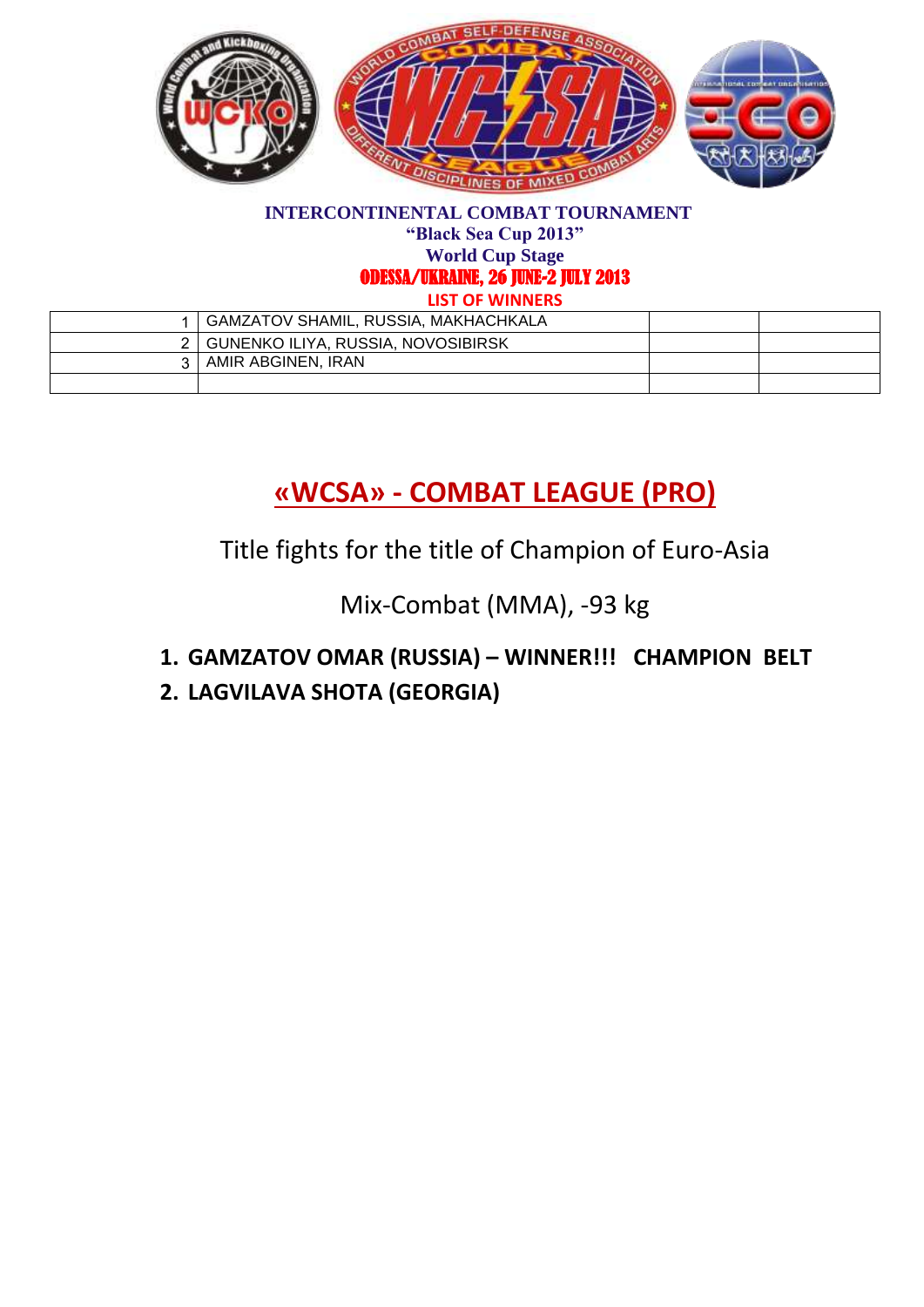**INTERCONTINENTAL COMBAT TOURNAMENT**
**"Black Sea Cup 2013"**
**World Cup Stage**
**ODESSA/UKRAINE, 26 JUNE-2 JULY 2013**
**LIST OF WINNERS**

| | | | |
|---|---|---|---|
| 1 | GAMZATOV SHAMIL, RUSSIA, MAKHACHKALA | | |
| 2 | GUNENKO ILIYA, RUSSIA, NOVOSIBIRSK | | |
| 3 | AMIR ABGINEN, IRAN | | |
| | | | |

# «WCSA» - COMBAT LEAGUE (PRO)

Title fights for the title of Champion of Euro-Asia

Mix-Combat (MMA), -93 kg

1. **GAMZATOV OMAR (RUSSIA) – WINNER!!! CHAMPION BELT**
2. **LAGVILAVA SHOTA (GEORGIA)**